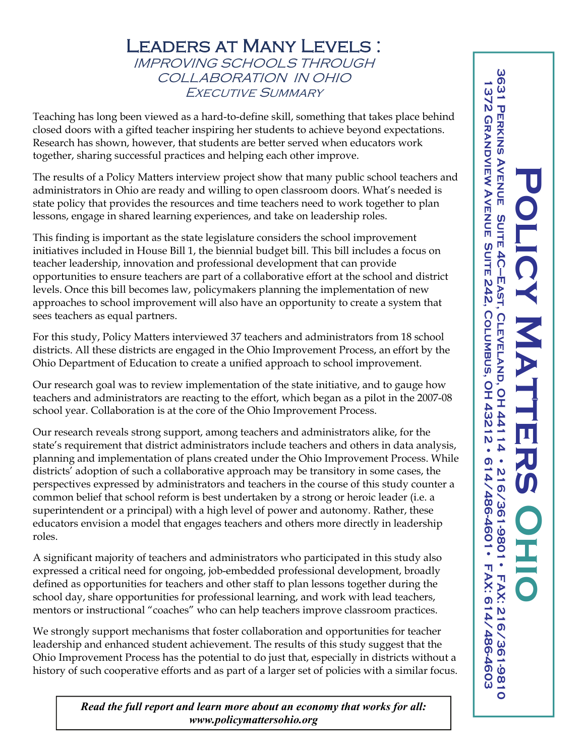# Leaders at Many Levels :

## Improving Schools Through Collaboration in Ohio

### Executive Summary

Teaching has long been viewed as a hard-to-define skill, something that takes place behind closed doors with a gifted teacher inspiring her students to achieve beyond expectations. Research has shown, however, that students are better served when educators work together, sharing successful practices and helping each other improve.

The results of a Policy Matters interview project show that many public school teachers and administrators in Ohio are ready and willing to open classroom doors. What's needed is state policy that provides the resources and time teachers need to work together to plan lessons, engage in shared learning experiences, and take on leadership roles.

This finding is important as the state legislature considers the school improvement initiatives included in House Bill 1, the biennial budget bill. This bill includes a focus on teacher leadership, innovation and professional development that can provide opportunities to ensure teachers are part of a collaborative effort at the school and district levels. Once this bill becomes law, policymakers planning the implementation of new approaches to school improvement will also have an opportunity to create a system that sees teachers as equal partners.

For this study, Policy Matters interviewed 37 teachers and administrators from 18 school districts. All these districts are engaged in the Ohio Improvement Process, an effort by the Ohio Department of Education to create a unified approach to school improvement.

Our research goal was to review implementation of the state initiative, and to gauge how teachers and administrators are reacting to the effort, which began as a pilot in the 2007-08 school year. Collaboration is at the core of the Ohio Improvement Process.

Our research reveals strong support, among teachers and administrators alike, for the state's requirement that district administrators include teachers and others in data analysis, planning and implementation of plans created under the Ohio Improvement Process. While districts' adoption of such a collaborative approach may be transitory in some cases, the perspectives expressed by administrators and teachers in the course of this study counter a common belief that school reform is best undertaken by a strong or heroic leader (i.e. a superintendent or a principal) with a high level of power and autonomy. Rather, these educators envision a model that engages teachers and others more directly in leadership roles.

A significant majority of teachers and administrators who participated in this study also expressed a critical need for ongoing, job-embedded professional development, broadly defined as opportunities for teachers and other staff to plan lessons together during the school day, share opportunities for professional learning, and work with lead teachers, mentors or instructional "coaches" who can help teachers improve classroom practices.

We strongly support mechanisms that foster collaboration and opportunities for teacher leadership and enhanced student achievement. The results of this study suggest that the Ohio Improvement Process has the potential to do just that, especially in districts without a history of such cooperative efforts and as part of a larger set of policies with a similar focus.

***Read the full report and learn more about an economy that works for all: www.policymattersohio.org***

**Policy Matters Ohio**

3631 Perkins Avenue Suite 4C–East, Cleveland, OH 44114 • 216/361-9801 • Fax: 216/361-9810

1372 Grandview Avenue Suite 242, Columbus, OH 43212 • 614/486-4601 • Fax: 614/486-4603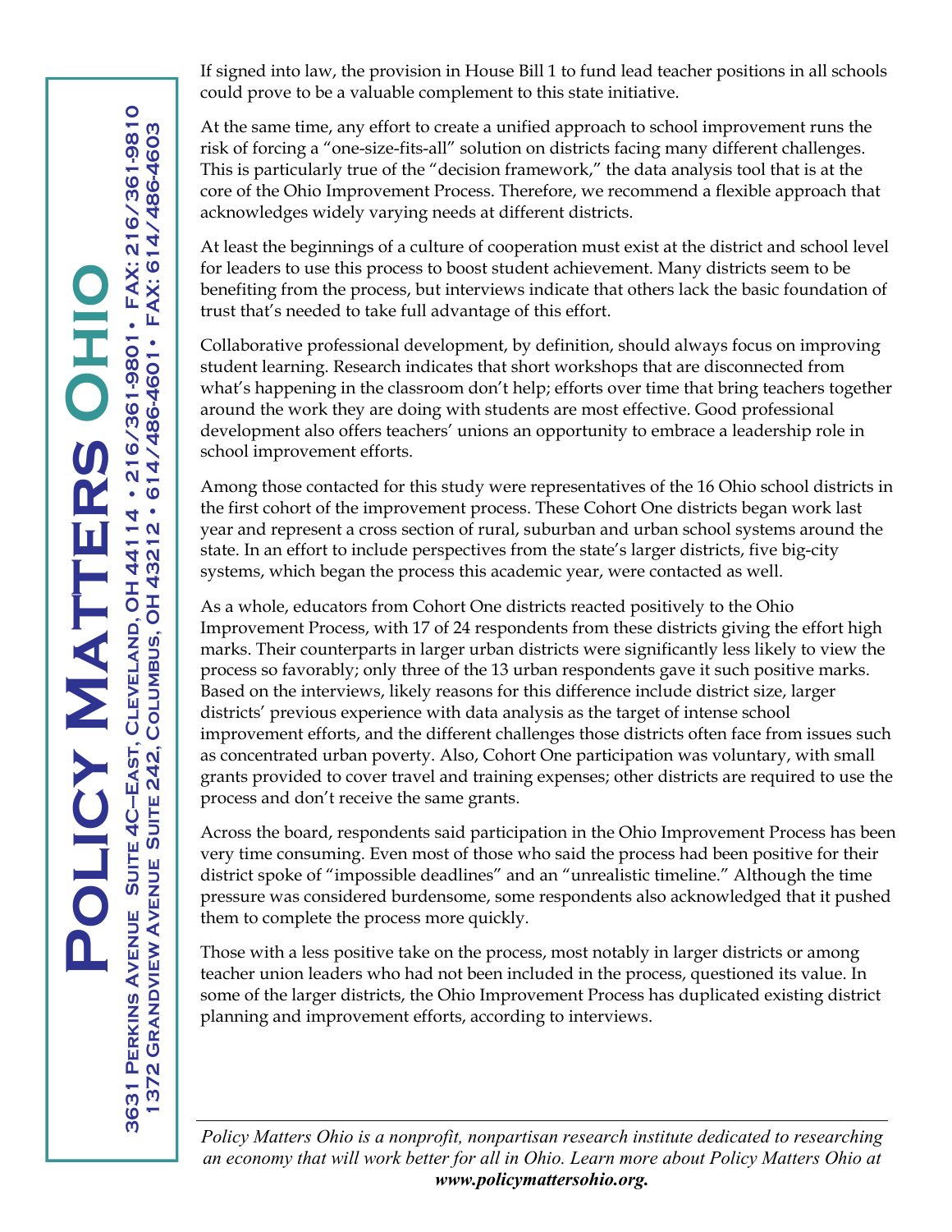If signed into law, the provision in House Bill 1 to fund lead teacher positions in all schools could prove to be a valuable complement to this state initiative.

At the same time, any effort to create a unified approach to school improvement runs the risk of forcing a "one-size-fits-all" solution on districts facing many different challenges. This is particularly true of the "decision framework," the data analysis tool that is at the core of the Ohio Improvement Process. Therefore, we recommend a flexible approach that acknowledges widely varying needs at different districts.

At least the beginnings of a culture of cooperation must exist at the district and school level for leaders to use this process to boost student achievement. Many districts seem to be benefiting from the process, but interviews indicate that others lack the basic foundation of trust that's needed to take full advantage of this effort.

Collaborative professional development, by definition, should always focus on improving student learning. Research indicates that short workshops that are disconnected from what's happening in the classroom don't help; efforts over time that bring teachers together around the work they are doing with students are most effective. Good professional development also offers teachers' unions an opportunity to embrace a leadership role in school improvement efforts.

Among those contacted for this study were representatives of the 16 Ohio school districts in the first cohort of the improvement process. These Cohort One districts began work last year and represent a cross section of rural, suburban and urban school systems around the state. In an effort to include perspectives from the state's larger districts, five big-city systems, which began the process this academic year, were contacted as well.

As a whole, educators from Cohort One districts reacted positively to the Ohio Improvement Process, with 17 of 24 respondents from these districts giving the effort high marks. Their counterparts in larger urban districts were significantly less likely to view the process so favorably; only three of the 13 urban respondents gave it such positive marks. Based on the interviews, likely reasons for this difference include district size, larger districts' previous experience with data analysis as the target of intense school improvement efforts, and the different challenges those districts often face from issues such as concentrated urban poverty. Also, Cohort One participation was voluntary, with small grants provided to cover travel and training expenses; other districts are required to use the process and don't receive the same grants.

Across the board, respondents said participation in the Ohio Improvement Process has been very time consuming. Even most of those who said the process had been positive for their district spoke of "impossible deadlines" and an "unrealistic timeline." Although the time pressure was considered burdensome, some respondents also acknowledged that it pushed them to complete the process more quickly.

Those with a less positive take on the process, most notably in larger districts or among teacher union leaders who had not been included in the process, questioned its value. In some of the larger districts, the Ohio Improvement Process has duplicated existing district planning and improvement efforts, according to interviews.

*Policy Matters Ohio is a nonprofit, nonpartisan research institute dedicated to researching an economy that will work better for all in Ohio. Learn more about Policy Matters Ohio at* ***www.policymattersohio.org.***

POLICY MATTERS OHIO
3631 Perkins Avenue Suite 4C–East, Cleveland, OH 44114 • 216/361-9801 • FAX: 216/361-9810
1372 Grandview Avenue Suite 242, Columbus, OH 43212 • 614/486-4601 • FAX: 614/486-4603